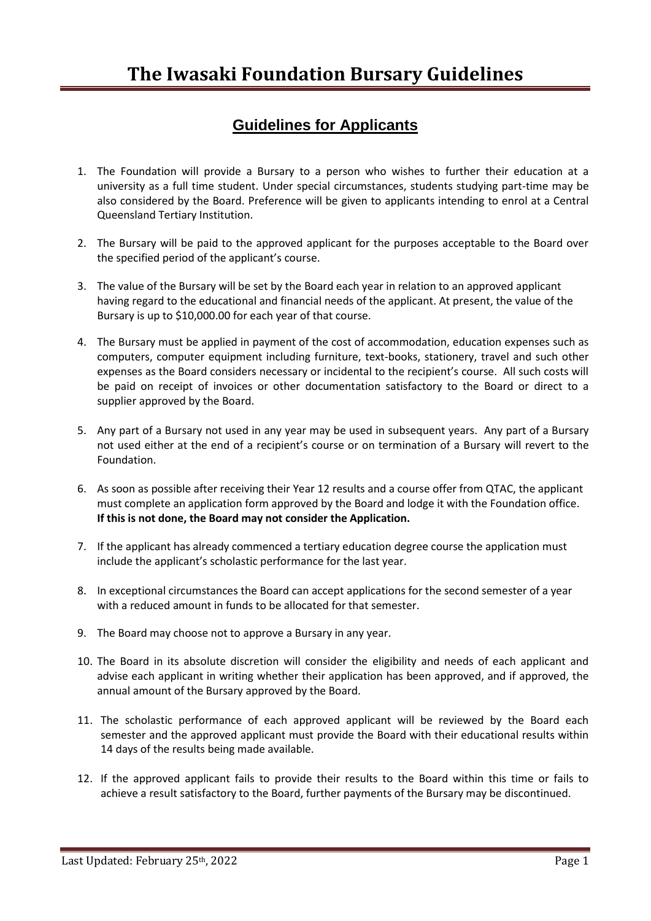# The Iwasaki Foundation Bursary Guidelines

## Guidelines for Applicants

1. The Foundation will provide a Bursary to a person who wishes to further their education at a university as a full time student. Under special circumstances, students studying part-time may be also considered by the Board. Preference will be given to applicants intending to enrol at a Central Queensland Tertiary Institution.

2. The Bursary will be paid to the approved applicant for the purposes acceptable to the Board over the specified period of the applicant's course.

3. The value of the Bursary will be set by the Board each year in relation to an approved applicant having regard to the educational and financial needs of the applicant. At present, the value of the Bursary is up to $10,000.00 for each year of that course.

4. The Bursary must be applied in payment of the cost of accommodation, education expenses such as computers, computer equipment including furniture, text-books, stationery, travel and such other expenses as the Board considers necessary or incidental to the recipient's course. All such costs will be paid on receipt of invoices or other documentation satisfactory to the Board or direct to a supplier approved by the Board.

5. Any part of a Bursary not used in any year may be used in subsequent years. Any part of a Bursary not used either at the end of a recipient's course or on termination of a Bursary will revert to the Foundation.

6. As soon as possible after receiving their Year 12 results and a course offer from QTAC, the applicant must complete an application form approved by the Board and lodge it with the Foundation office. **If this is not done, the Board may not consider the Application.**

7. If the applicant has already commenced a tertiary education degree course the application must include the applicant's scholastic performance for the last year.

8. In exceptional circumstances the Board can accept applications for the second semester of a year with a reduced amount in funds to be allocated for that semester.

9. The Board may choose not to approve a Bursary in any year.

10. The Board in its absolute discretion will consider the eligibility and needs of each applicant and advise each applicant in writing whether their application has been approved, and if approved, the annual amount of the Bursary approved by the Board.

11. The scholastic performance of each approved applicant will be reviewed by the Board each semester and the approved applicant must provide the Board with their educational results within 14 days of the results being made available.

12. If the approved applicant fails to provide their results to the Board within this time or fails to achieve a result satisfactory to the Board, further payments of the Bursary may be discontinued.

Last Updated: February 25th, 2022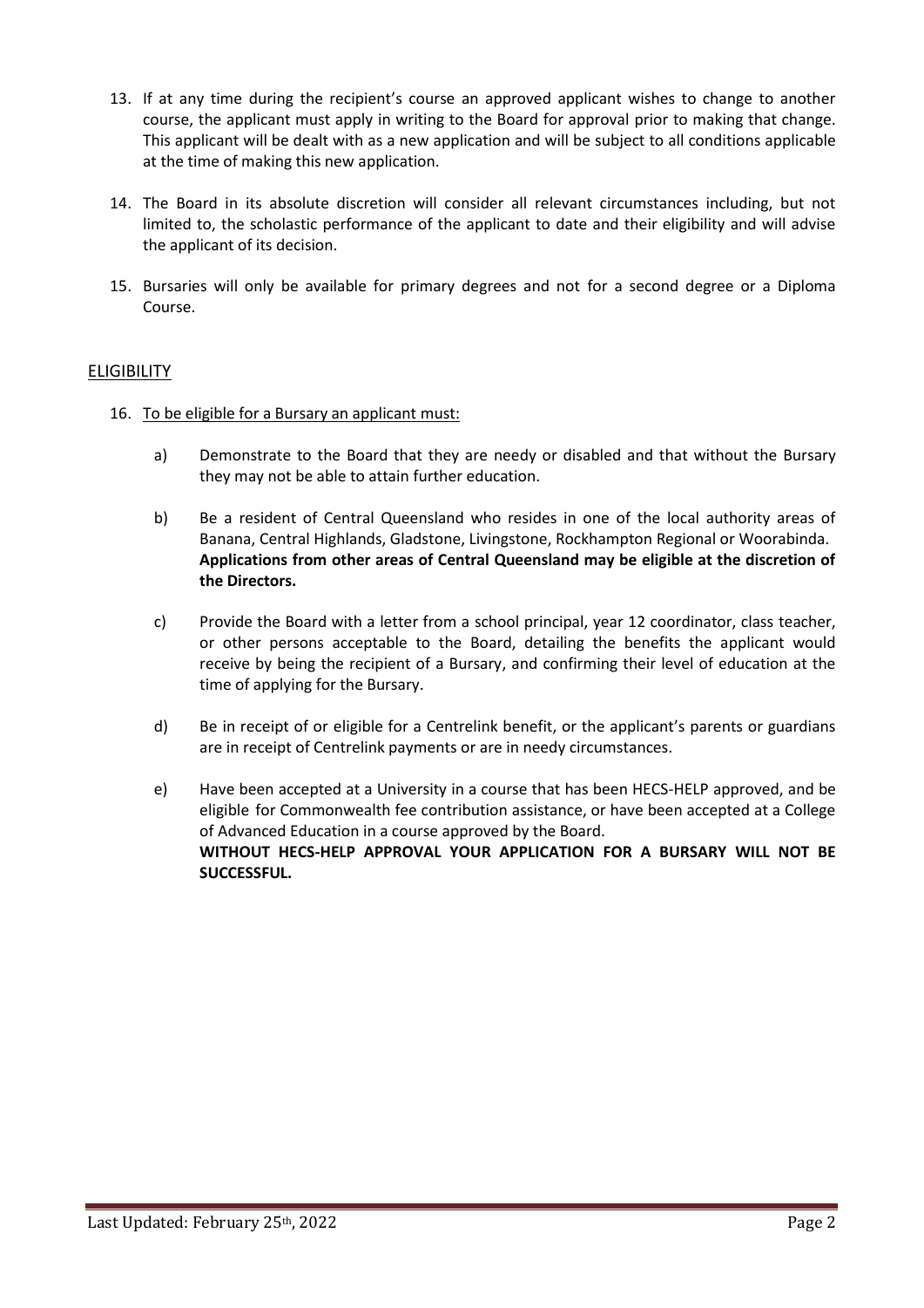13. If at any time during the recipient's course an approved applicant wishes to change to another course, the applicant must apply in writing to the Board for approval prior to making that change. This applicant will be dealt with as a new application and will be subject to all conditions applicable at the time of making this new application.

14. The Board in its absolute discretion will consider all relevant circumstances including, but not limited to, the scholastic performance of the applicant to date and their eligibility and will advise the applicant of its decision.

15. Bursaries will only be available for primary degrees and not for a second degree or a Diploma Course.

## ELIGIBILITY

16. To be eligible for a Bursary an applicant must:

    a) Demonstrate to the Board that they are needy or disabled and that without the Bursary they may not be able to attain further education.

    b) Be a resident of Central Queensland who resides in one of the local authority areas of Banana, Central Highlands, Gladstone, Livingstone, Rockhampton Regional or Woorabinda. **Applications from other areas of Central Queensland may be eligible at the discretion of the Directors.**

    c) Provide the Board with a letter from a school principal, year 12 coordinator, class teacher, or other persons acceptable to the Board, detailing the benefits the applicant would receive by being the recipient of a Bursary, and confirming their level of education at the time of applying for the Bursary.

    d) Be in receipt of or eligible for a Centrelink benefit, or the applicant's parents or guardians are in receipt of Centrelink payments or are in needy circumstances.

    e) Have been accepted at a University in a course that has been HECS-HELP approved, and be eligible for Commonwealth fee contribution assistance, or have been accepted at a College of Advanced Education in a course approved by the Board.
    **WITHOUT HECS-HELP APPROVAL YOUR APPLICATION FOR A BURSARY WILL NOT BE SUCCESSFUL.**

Last Updated: February 25th, 2022